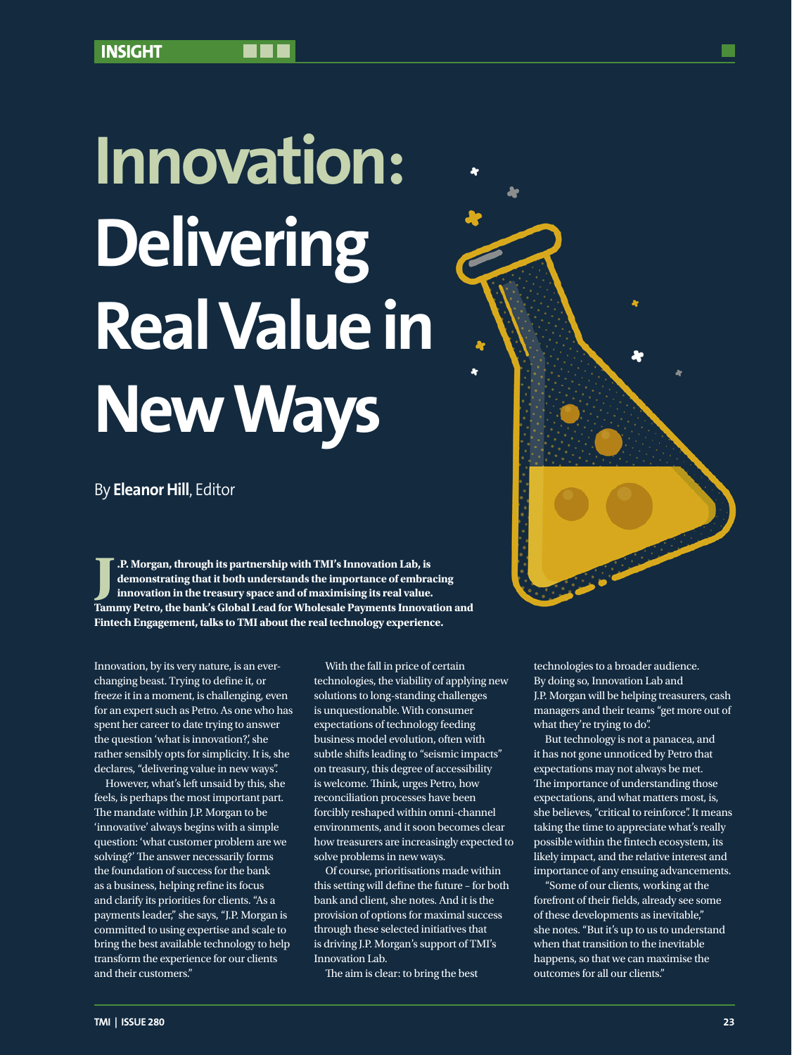# Innovation: Delivering Real Value in New Ways

By **Eleanor Hill**, Editor

**J.P. Morgan, through its partnership with TMI's Innovation Lab, is demonstrating that it both understands the importance of embracing innovation in the treasury space and of maximising its real value. Tammy Petro, the bank's Global Lead for Wholesale Payments Innovation and Fintech Engagement, talks to TMI about the real technology experience.**

Innovation, by its very nature, is an ever-changing beast. Trying to define it, or freeze it in a moment, is challenging, even for an expert such as Petro. As one who has spent her career to date trying to answer the question 'what is innovation?,' she rather sensibly opts for simplicity. It is, she declares, "delivering value in new ways".

However, what's left unsaid by this, she feels, is perhaps the most important part. The mandate within J.P. Morgan to be 'innovative' always begins with a simple question: 'what customer problem are we solving?' The answer necessarily forms the foundation of success for the bank as a business, helping refine its focus and clarify its priorities for clients. "As a payments leader," she says, "J.P. Morgan is committed to using expertise and scale to bring the best available technology to help transform the experience for our clients and their customers."

With the fall in price of certain technologies, the viability of applying new solutions to long-standing challenges is unquestionable. With consumer expectations of technology feeding business model evolution, often with subtle shifts leading to "seismic impacts" on treasury, this degree of accessibility is welcome. Think, urges Petro, how reconciliation processes have been forcibly reshaped within omni-channel environments, and it soon becomes clear how treasurers are increasingly expected to solve problems in new ways.

Of course, prioritisations made within this setting will define the future – for both bank and client, she notes. And it is the provision of options for maximal success through these selected initiatives that is driving J.P. Morgan's support of TMI's Innovation Lab.

The aim is clear: to bring the best technologies to a broader audience. By doing so, Innovation Lab and J.P. Morgan will be helping treasurers, cash managers and their teams "get more out of what they're trying to do".

But technology is not a panacea, and it has not gone unnoticed by Petro that expectations may not always be met. The importance of understanding those expectations, and what matters most, is, she believes, "critical to reinforce". It means taking the time to appreciate what's really possible within the fintech ecosystem, its likely impact, and the relative interest and importance of any ensuing advancements.

"Some of our clients, working at the forefront of their fields, already see some of these developments as inevitable," she notes. "But it's up to us to understand when that transition to the inevitable happens, so that we can maximise the outcomes for all our clients."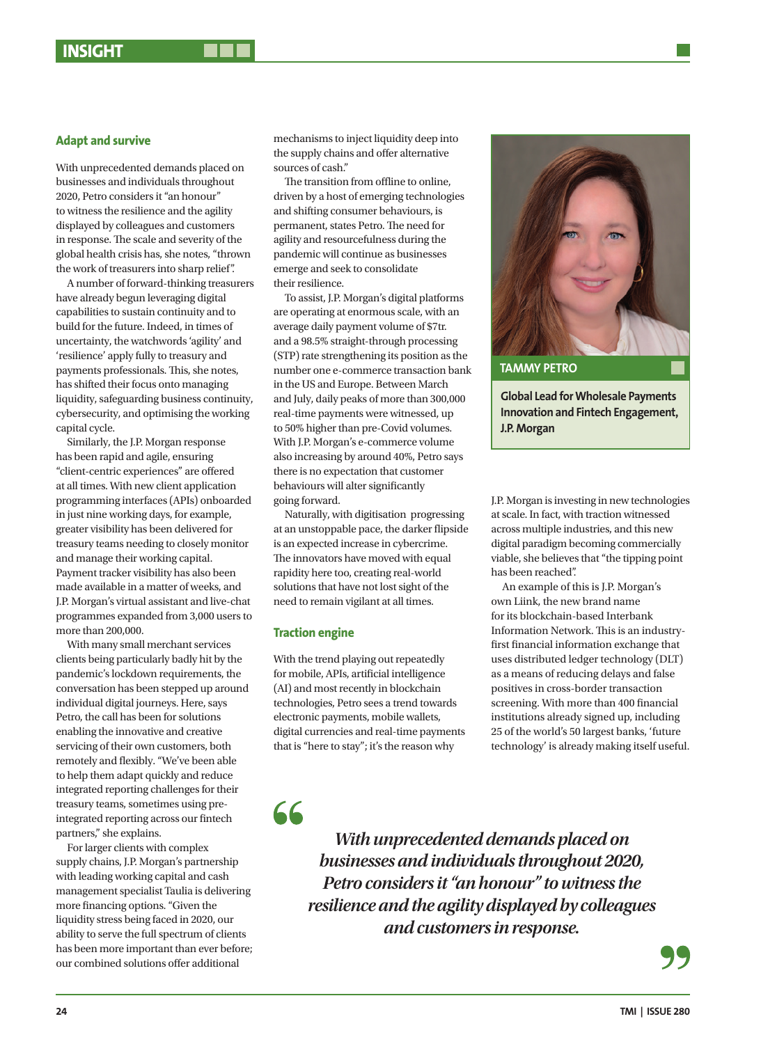## Adapt and survive

With unprecedented demands placed on businesses and individuals throughout 2020, Petro considers it "an honour" to witness the resilience and the agility displayed by colleagues and customers in response. The scale and severity of the global health crisis has, she notes, "thrown the work of treasurers into sharp relief".

A number of forward-thinking treasurers have already begun leveraging digital capabilities to sustain continuity and to build for the future. Indeed, in times of uncertainty, the watchwords 'agility' and 'resilience' apply fully to treasury and payments professionals. This, she notes, has shifted their focus onto managing liquidity, safeguarding business continuity, cybersecurity, and optimising the working capital cycle.

Similarly, the J.P. Morgan response has been rapid and agile, ensuring "client-centric experiences" are offered at all times. With new client application programming interfaces (APIs) onboarded in just nine working days, for example, greater visibility has been delivered for treasury teams needing to closely monitor and manage their working capital. Payment tracker visibility has also been made available in a matter of weeks, and J.P. Morgan's virtual assistant and live-chat programmes expanded from 3,000 users to more than 200,000.

With many small merchant services clients being particularly badly hit by the pandemic's lockdown requirements, the conversation has been stepped up around individual digital journeys. Here, says Petro, the call has been for solutions enabling the innovative and creative servicing of their own customers, both remotely and flexibly. "We've been able to help them adapt quickly and reduce integrated reporting challenges for their treasury teams, sometimes using pre-integrated reporting across our fintech partners," she explains.

For larger clients with complex supply chains, J.P. Morgan's partnership with leading working capital and cash management specialist Taulia is delivering more financing options. "Given the liquidity stress being faced in 2020, our ability to serve the full spectrum of clients has been more important than ever before; our combined solutions offer additional mechanisms to inject liquidity deep into the supply chains and offer alternative sources of cash."

The transition from offline to online, driven by a host of emerging technologies and shifting consumer behaviours, is permanent, states Petro. The need for agility and resourcefulness during the pandemic will continue as businesses emerge and seek to consolidate their resilience.

To assist, J.P. Morgan's digital platforms are operating at enormous scale, with an average daily payment volume of $7tr. and a 98.5% straight-through processing (STP) rate strengthening its position as the number one e-commerce transaction bank in the US and Europe. Between March and July, daily peaks of more than 300,000 real-time payments were witnessed, up to 50% higher than pre-Covid volumes. With J.P. Morgan's e-commerce volume also increasing by around 40%, Petro says there is no expectation that customer behaviours will alter significantly going forward.

Naturally, with digitisation progressing at an unstoppable pace, the darker flipside is an expected increase in cybercrime. The innovators have moved with equal rapidity here too, creating real-world solutions that have not lost sight of the need to remain vigilant at all times.

## Traction engine

With the trend playing out repeatedly for mobile, APIs, artificial intelligence (AI) and most recently in blockchain technologies, Petro sees a trend towards electronic payments, mobile wallets, digital currencies and real-time payments that is "here to stay"; it's the reason why J.P. Morgan is investing in new technologies at scale. In fact, with traction witnessed across multiple industries, and this new digital paradigm becoming commercially viable, she believes that "the tipping point has been reached".

An example of this is J.P. Morgan's own Liink, the new brand name for its blockchain-based Interbank Information Network. This is an industry-first financial information exchange that uses distributed ledger technology (DLT) as a means of reducing delays and false positives in cross-border transaction screening. With more than 400 financial institutions already signed up, including 25 of the world's 50 largest banks, 'future technology' is already making itself useful.

**TAMMY PETRO**

**Global Lead for Wholesale Payments Innovation and Fintech Engagement, J.P. Morgan**

> *With unprecedented demands placed on businesses and individuals throughout 2020, Petro considers it "an honour" to witness the resilience and the agility displayed by colleagues and customers in response.*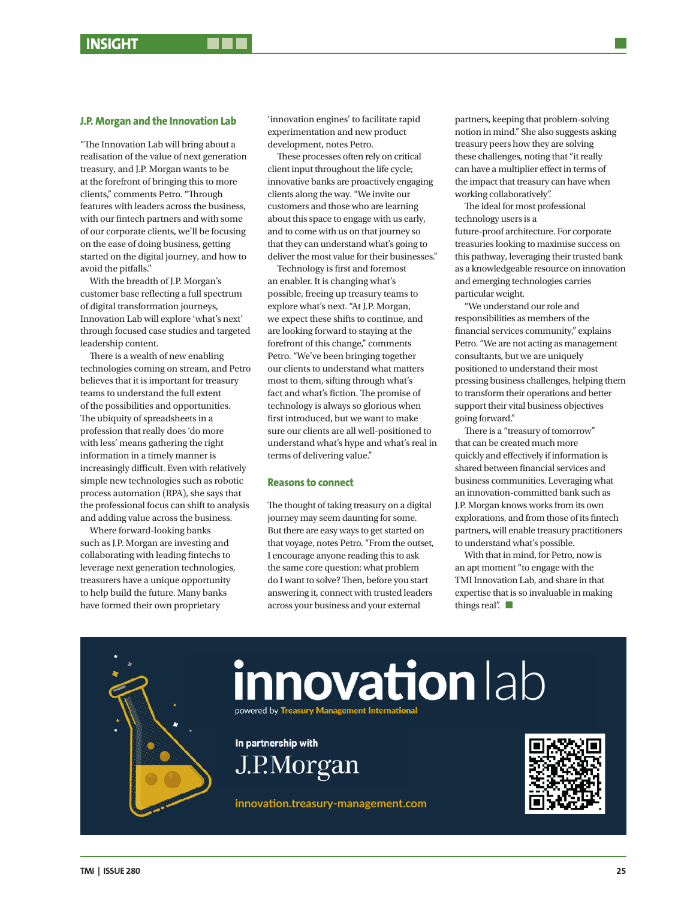### J.P. Morgan and the Innovation Lab

"The Innovation Lab will bring about a realisation of the value of next generation treasury, and J.P. Morgan wants to be at the forefront of bringing this to more clients," comments Petro. "Through features with leaders across the business, with our fintech partners and with some of our corporate clients, we'll be focusing on the ease of doing business, getting started on the digital journey, and how to avoid the pitfalls."

With the breadth of J.P. Morgan's customer base reflecting a full spectrum of digital transformation journeys, Innovation Lab will explore 'what's next' through focused case studies and targeted leadership content.

There is a wealth of new enabling technologies coming on stream, and Petro believes that it is important for treasury teams to understand the full extent of the possibilities and opportunities. The ubiquity of spreadsheets in a profession that really does 'do more with less' means gathering the right information in a timely manner is increasingly difficult. Even with relatively simple new technologies such as robotic process automation (RPA), she says that the professional focus can shift to analysis and adding value across the business.

Where forward-looking banks such as J.P. Morgan are investing and collaborating with leading fintechs to leverage next generation technologies, treasurers have a unique opportunity to help build the future. Many banks have formed their own proprietary 'innovation engines' to facilitate rapid experimentation and new product development, notes Petro.

These processes often rely on critical client input throughout the life cycle; innovative banks are proactively engaging clients along the way. "We invite our customers and those who are learning about this space to engage with us early, and to come with us on that journey so that they can understand what's going to deliver the most value for their businesses."

Technology is first and foremost an enabler. It is changing what's possible, freeing up treasury teams to explore what's next. "At J.P. Morgan, we expect these shifts to continue, and are looking forward to staying at the forefront of this change," comments Petro. "We've been bringing together our clients to understand what matters most to them, sifting through what's fact and what's fiction. The promise of technology is always so glorious when first introduced, but we want to make sure our clients are all well-positioned to understand what's hype and what's real in terms of delivering value."

### Reasons to connect

The thought of taking treasury on a digital journey may seem daunting for some. But there are easy ways to get started on that voyage, notes Petro. "From the outset, I encourage anyone reading this to ask the same core question: what problem do I want to solve? Then, before you start answering it, connect with trusted leaders across your business and your external partners, keeping that problem-solving notion in mind." She also suggests asking treasury peers how they are solving these challenges, noting that "it really can have a multiplier effect in terms of the impact that treasury can have when working collaboratively".

The ideal for most professional technology users is a future-proof architecture. For corporate treasuries looking to maximise success on this pathway, leveraging their trusted bank as a knowledgeable resource on innovation and emerging technologies carries particular weight.

"We understand our role and responsibilities as members of the financial services community," explains Petro. "We are not acting as management consultants, but we are uniquely positioned to understand their most pressing business challenges, helping them to transform their operations and better support their vital business objectives going forward."

There is a "treasury of tomorrow" that can be created much more quickly and effectively if information is shared between financial services and business communities. Leveraging what an innovation-committed bank such as J.P. Morgan knows works from its own explorations, and from those of its fintech partners, will enable treasury practitioners to understand what's possible.

With that in mind, for Petro, now is an apt moment "to engage with the TMI Innovation Lab, and share in that expertise that is so invaluable in making things real". ■

innovation lab

powered by Treasury Management International

In partnership with

J.P.Morgan

innovation.treasury-management.com